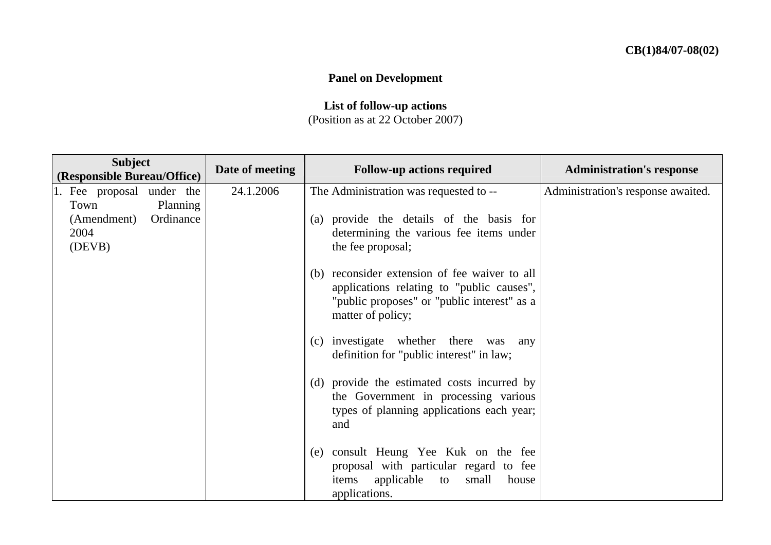**CB(1)84/07-08(02)**

**Panel on Development**

**List of follow-up actions**
(Position as at 22 October 2007)

| Subject (Responsible Bureau/Office) | Date of meeting | Follow-up actions required | Administration's response |
|---|---|---|---|
| 1. Fee proposal under the Town Planning (Amendment) Ordinance 2004 (DEVB) | 24.1.2006 | The Administration was requested to --<br><br>(a) provide the details of the basis for determining the various fee items under the fee proposal;<br><br>(b) reconsider extension of fee waiver to all applications relating to "public causes", "public proposes" or "public interest" as a matter of policy;<br><br>(c) investigate whether there was any definition for "public interest" in law;<br><br>(d) provide the estimated costs incurred by the Government in processing various types of planning applications each year; and<br><br>(e) consult Heung Yee Kuk on the fee proposal with particular regard to fee items applicable to small house applications. | Administration's response awaited. |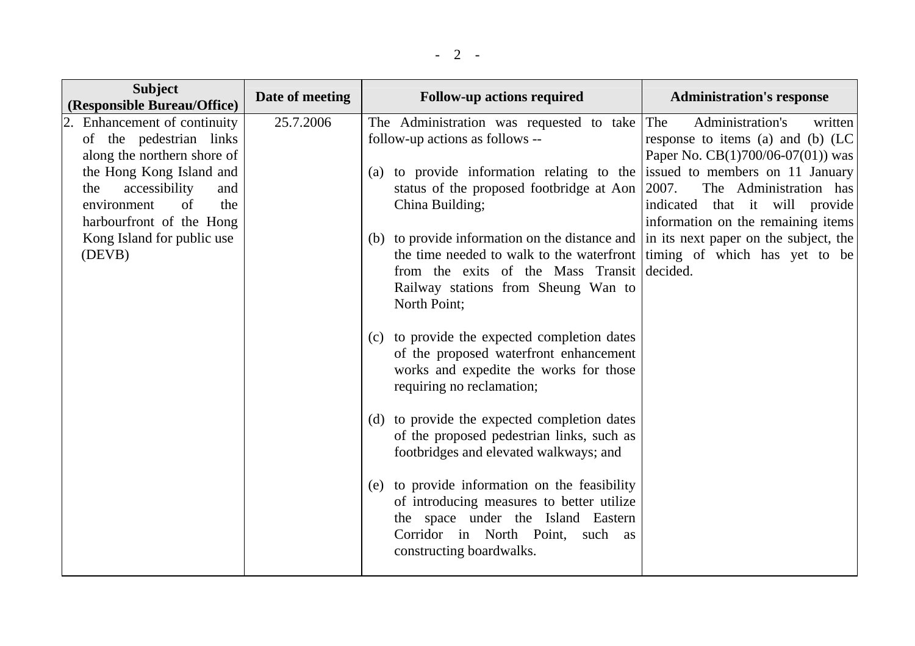| Subject (Responsible Bureau/Office) | Date of meeting | Follow-up actions required | Administration's response |
| --- | --- | --- | --- |
| 2. Enhancement of continuity of the pedestrian links along the northern shore of the Hong Kong Island and the accessibility and environment of the harbourfront of the Hong Kong Island for public use (DEVB) | 25.7.2006 | The Administration was requested to take follow-up actions as follows --<br><br>(a) to provide information relating to the status of the proposed footbridge at Aon China Building;<br><br>(b) to provide information on the distance and the time needed to walk to the waterfront from the exits of the Mass Transit Railway stations from Sheung Wan to North Point;<br><br>(c) to provide the expected completion dates of the proposed waterfront enhancement works and expedite the works for those requiring no reclamation;<br><br>(d) to provide the expected completion dates of the proposed pedestrian links, such as footbridges and elevated walkways; and<br><br>(e) to provide information on the feasibility of introducing measures to better utilize the space under the Island Eastern Corridor in North Point, such as constructing boardwalks. | The Administration's written response to items (a) and (b) (LC Paper No. CB(1)700/06-07(01)) was issued to members on 11 January 2007. The Administration has indicated that it will provide information on the remaining items in its next paper on the subject, the timing of which has yet to be decided. |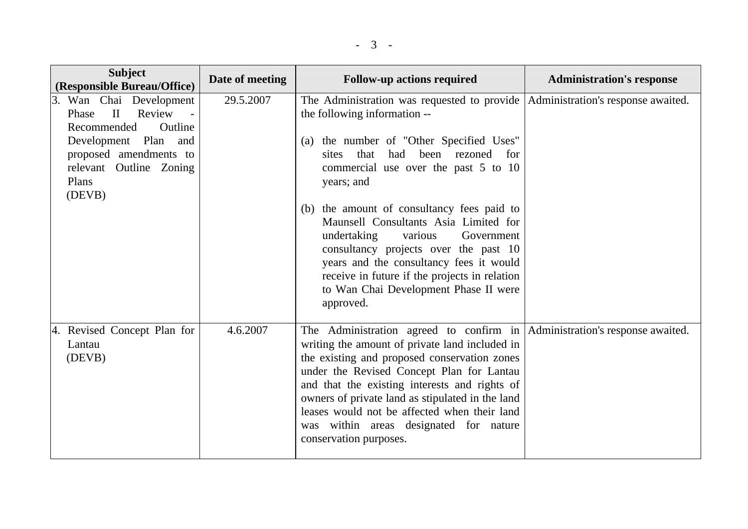| Subject (Responsible Bureau/Office) | Date of meeting | Follow-up actions required | Administration's response |
|---|---|---|---|
| 3. Wan Chai Development Phase II Review - Recommended Outline Development Plan and proposed amendments to relevant Outline Zoning Plans (DEVB) | 29.5.2007 | The Administration was requested to provide the following information -- <br><br> (a) the number of "Other Specified Uses" sites that had been rezoned for commercial use over the past 5 to 10 years; and <br><br> (b) the amount of consultancy fees paid to Maunsell Consultants Asia Limited for undertaking various Government consultancy projects over the past 10 years and the consultancy fees it would receive in future if the projects in relation to Wan Chai Development Phase II were approved. | Administration's response awaited. |
| 4. Revised Concept Plan for Lantau (DEVB) | 4.6.2007 | The Administration agreed to confirm in writing the amount of private land included in the existing and proposed conservation zones under the Revised Concept Plan for Lantau and that the existing interests and rights of owners of private land as stipulated in the land leases would not be affected when their land was within areas designated for nature conservation purposes. | Administration's response awaited. |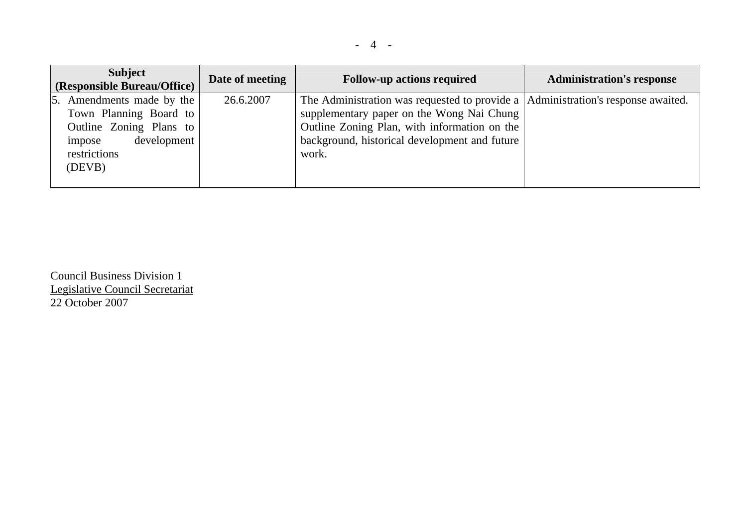| Subject (Responsible Bureau/Office) | Date of meeting | Follow-up actions required | Administration's response |
| --- | --- | --- | --- |
| 5. Amendments made by the Town Planning Board to Outline Zoning Plans to impose development restrictions (DEVB) | 26.6.2007 | The Administration was requested to provide a supplementary paper on the Wong Nai Chung Outline Zoning Plan, with information on the background, historical development and future work. | Administration's response awaited. |

Council Business Division 1
Legislative Council Secretariat
22 October 2007